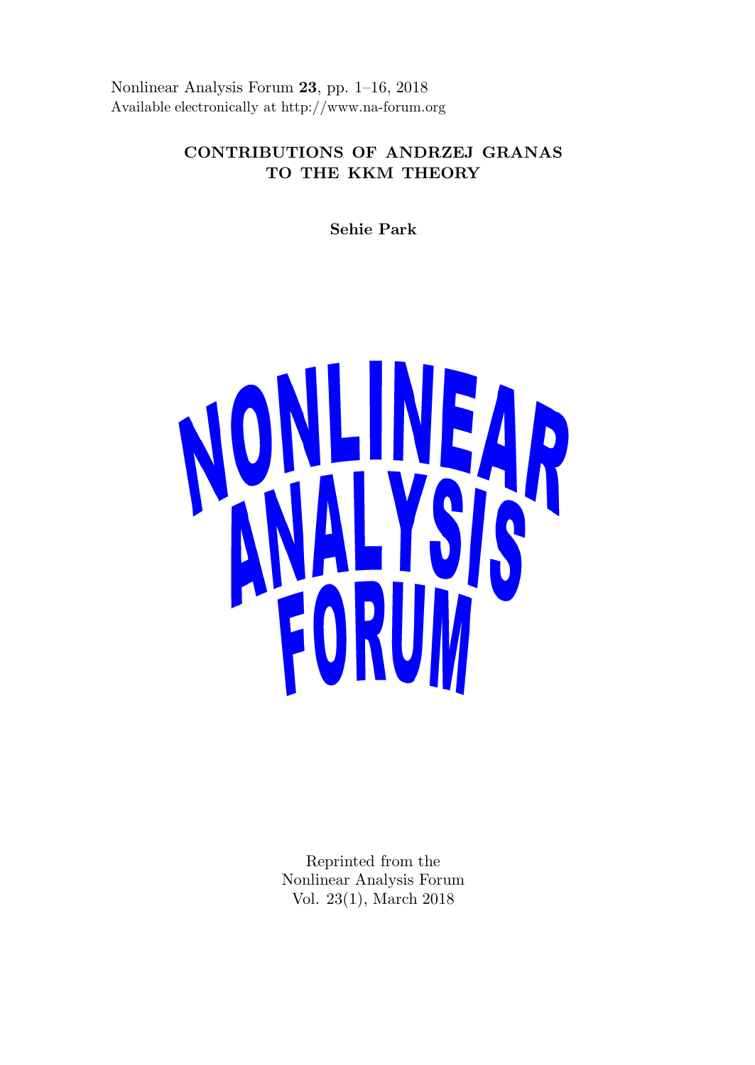Nonlinear Analysis Forum **23**, pp. 1–16, 2018
Available electronically at http://www.na-forum.org

# CONTRIBUTIONS OF ANDRZEJ GRANAS TO THE KKM THEORY

**Sehie Park**

NONLINEAR ANALYSIS FORUM

Reprinted from the
Nonlinear Analysis Forum
Vol. 23(1), March 2018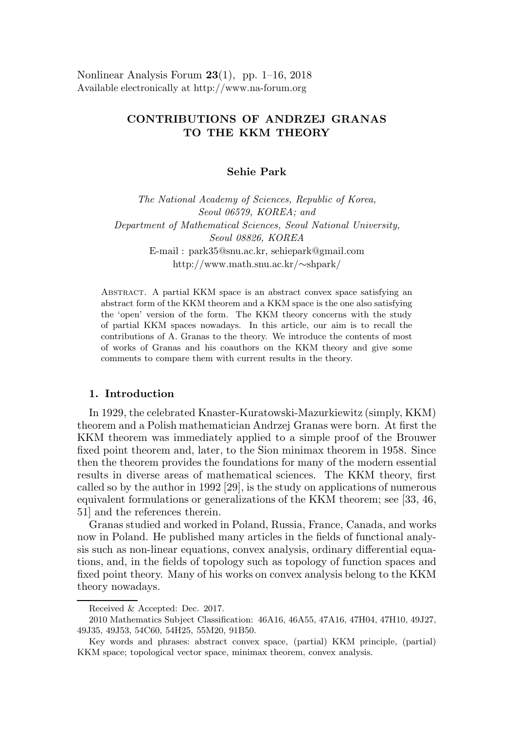Nonlinear Analysis Forum **23**(1), pp. 1–16, 2018
Available electronically at http://www.na-forum.org

# CONTRIBUTIONS OF ANDRZEJ GRANAS TO THE KKM THEORY

**Sehie Park**

*The National Academy of Sciences, Republic of Korea, Seoul 06579, KOREA; and*
*Department of Mathematical Sciences, Seoul National University, Seoul 08826, KOREA*
E-mail : park35@snu.ac.kr, sehiepark@gmail.com
http://www.math.snu.ac.kr/∼shpark/

Abstract. A partial KKM space is an abstract convex space satisfying an abstract form of the KKM theorem and a KKM space is the one also satisfying the 'open' version of the form. The KKM theory concerns with the study of partial KKM spaces nowadays. In this article, our aim is to recall the contributions of A. Granas to the theory. We introduce the contents of most of works of Granas and his coauthors on the KKM theory and give some comments to compare them with current results in the theory.

## 1. Introduction

In 1929, the celebrated Knaster-Kuratowski-Mazurkiewitz (simply, KKM) theorem and a Polish mathematician Andrzej Granas were born. At first the KKM theorem was immediately applied to a simple proof of the Brouwer fixed point theorem and, later, to the Sion minimax theorem in 1958. Since then the theorem provides the foundations for many of the modern essential results in diverse areas of mathematical sciences. The KKM theory, first called so by the author in 1992 [29], is the study on applications of numerous equivalent formulations or generalizations of the KKM theorem; see [33, 46, 51] and the references therein.

Granas studied and worked in Poland, Russia, France, Canada, and works now in Poland. He published many articles in the fields of functional analysis such as non-linear equations, convex analysis, ordinary differential equations, and, in the fields of topology such as topology of function spaces and fixed point theory. Many of his works on convex analysis belong to the KKM theory nowadays.

---

Received & Accepted: Dec. 2017.

2010 Mathematics Subject Classification: 46A16, 46A55, 47A16, 47H04, 47H10, 49J27, 49J35, 49J53, 54C60, 54H25, 55M20, 91B50.

Key words and phrases: abstract convex space, (partial) KKM principle, (partial) KKM space; topological vector space, minimax theorem, convex analysis.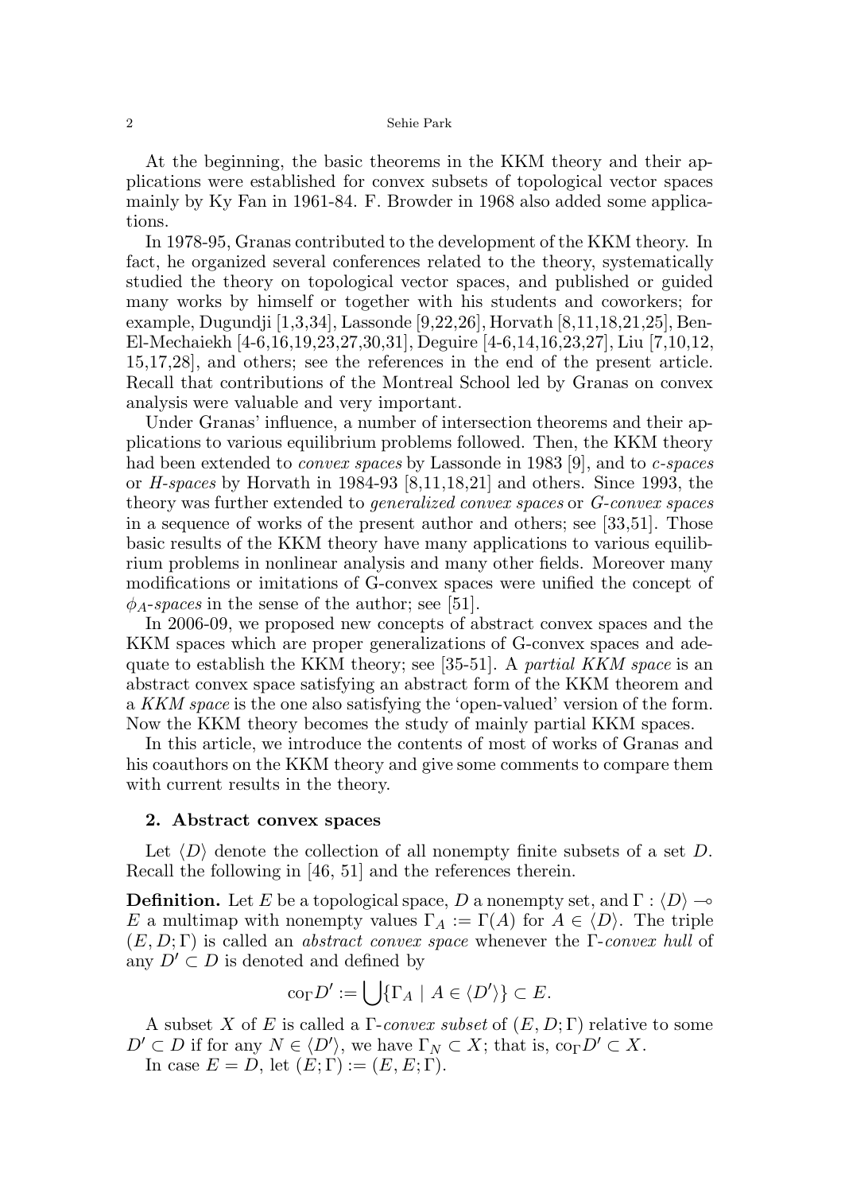At the beginning, the basic theorems in the KKM theory and their applications were established for convex subsets of topological vector spaces mainly by Ky Fan in 1961-84. F. Browder in 1968 also added some applications.

In 1978-95, Granas contributed to the development of the KKM theory. In fact, he organized several conferences related to the theory, systematically studied the theory on topological vector spaces, and published or guided many works by himself or together with his students and coworkers; for example, Dugundji [1,3,34], Lassonde [9,22,26], Horvath [8,11,18,21,25], Ben-El-Mechaiekh [4-6,16,19,23,27,30,31], Deguire [4-6,14,16,23,27], Liu [7,10,12, 15,17,28], and others; see the references in the end of the present article. Recall that contributions of the Montreal School led by Granas on convex analysis were valuable and very important.

Under Granas' influence, a number of intersection theorems and their applications to various equilibrium problems followed. Then, the KKM theory had been extended to *convex spaces* by Lassonde in 1983 [9], and to *c-spaces* or *H-spaces* by Horvath in 1984-93 [8,11,18,21] and others. Since 1993, the theory was further extended to *generalized convex spaces* or *G-convex spaces* in a sequence of works of the present author and others; see [33,51]. Those basic results of the KKM theory have many applications to various equilibrium problems in nonlinear analysis and many other fields. Moreover many modifications or imitations of G-convex spaces were unified the concept of $\phi_A$*-spaces* in the sense of the author; see [51].

In 2006-09, we proposed new concepts of abstract convex spaces and the KKM spaces which are proper generalizations of G-convex spaces and adequate to establish the KKM theory; see [35-51]. A *partial KKM space* is an abstract convex space satisfying an abstract form of the KKM theorem and a *KKM space* is the one also satisfying the 'open-valued' version of the form. Now the KKM theory becomes the study of mainly partial KKM spaces.

In this article, we introduce the contents of most of works of Granas and his coauthors on the KKM theory and give some comments to compare them with current results in the theory.

## 2. Abstract convex spaces

Let $\langle D\rangle$ denote the collection of all nonempty finite subsets of a set $D$. Recall the following in [46, 51] and the references therein.

**Definition.** Let $E$ be a topological space, $D$ a nonempty set, and $\Gamma : \langle D\rangle \multimap E$ a multimap with nonempty values $\Gamma_A := \Gamma(A)$ for $A \in \langle D\rangle$. The triple $(E, D; \Gamma)$ is called an *abstract convex space* whenever the $\Gamma$*-convex hull* of any $D' \subset D$ is denoted and defined by

$$\mathrm{co}_\Gamma D' := \bigcup\{\Gamma_A \mid A \in \langle D'\rangle\} \subset E.$$

A subset $X$ of $E$ is called a $\Gamma$*-convex subset* of $(E, D; \Gamma)$ relative to some $D' \subset D$ if for any $N \in \langle D'\rangle$, we have $\Gamma_N \subset X$; that is, $\mathrm{co}_\Gamma D' \subset X$.

In case $E = D$, let $(E; \Gamma) := (E, E; \Gamma)$.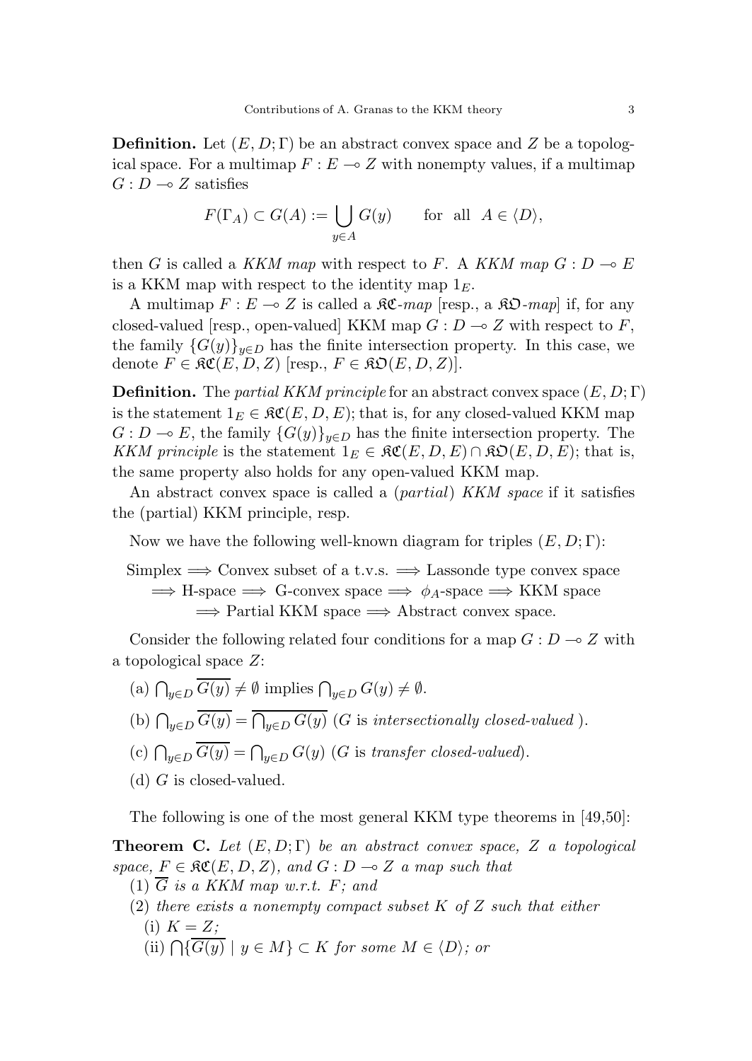**Definition.** Let $(E, D; \Gamma)$ be an abstract convex space and $Z$ be a topological space. For a multimap $F : E \multimap Z$ with nonempty values, if a multimap $G : D \multimap Z$ satisfies

$$F(\Gamma_A) \subset G(A) := \bigcup_{y \in A} G(y) \qquad \text{for all} \quad A \in \langle D \rangle,$$

then $G$ is called a *KKM map* with respect to $F$. A *KKM map* $G : D \multimap E$ is a KKM map with respect to the identity map $1_E$.

A multimap $F : E \multimap Z$ is called a $\mathfrak{KC}$-*map* [resp., a $\mathfrak{KO}$-*map*] if, for any closed-valued [resp., open-valued] KKM map $G : D \multimap Z$ with respect to $F$, the family $\{G(y)\}_{y \in D}$ has the finite intersection property. In this case, we denote $F \in \mathfrak{KC}(E, D, Z)$ [resp., $F \in \mathfrak{KO}(E, D, Z)$].

**Definition.** The *partial KKM principle* for an abstract convex space $(E, D; \Gamma)$ is the statement $1_E \in \mathfrak{KC}(E, D, E)$; that is, for any closed-valued KKM map $G : D \multimap E$, the family $\{G(y)\}_{y \in D}$ has the finite intersection property. The *KKM principle* is the statement $1_E \in \mathfrak{KC}(E, D, E) \cap \mathfrak{KO}(E, D, E)$; that is, the same property also holds for any open-valued KKM map.

An abstract convex space is called a (*partial*) *KKM space* if it satisfies the (partial) KKM principle, resp.

Now we have the following well-known diagram for triples $(E, D; \Gamma)$:

Simplex $\Longrightarrow$ Convex subset of a t.v.s. $\Longrightarrow$ Lassonde type convex space
$\Longrightarrow$ H-space $\Longrightarrow$ G-convex space $\Longrightarrow$ $\phi_A$-space $\Longrightarrow$ KKM space
$\Longrightarrow$ Partial KKM space $\Longrightarrow$ Abstract convex space.

Consider the following related four conditions for a map $G : D \multimap Z$ with a topological space $Z$:

(a) $\bigcap_{y \in D} \overline{G(y)} \neq \emptyset$ implies $\bigcap_{y \in D} G(y) \neq \emptyset$.

(b) $\bigcap_{y \in D} \overline{G(y)} = \overline{\bigcap_{y \in D} G(y)}$ ($G$ is *intersectionally closed-valued* ).

(c) $\bigcap_{y \in D} \overline{G(y)} = \bigcap_{y \in D} G(y)$ ($G$ is *transfer closed-valued*).

(d) $G$ is closed-valued.

The following is one of the most general KKM type theorems in [49,50]:

**Theorem C.** *Let $(E, D; \Gamma)$ be an abstract convex space, $Z$ a topological space, $F \in \mathfrak{KC}(E, D, Z)$, and $G : D \multimap Z$ a map such that*

(1) *$\overline{G}$ is a KKM map w.r.t. $F$; and*

(2) *there exists a nonempty compact subset $K$ of $Z$ such that either*

(i) *$K = Z$;*

(ii) *$\bigcap \{\overline{G(y)} \mid y \in M\} \subset K$ for some $M \in \langle D \rangle$; or*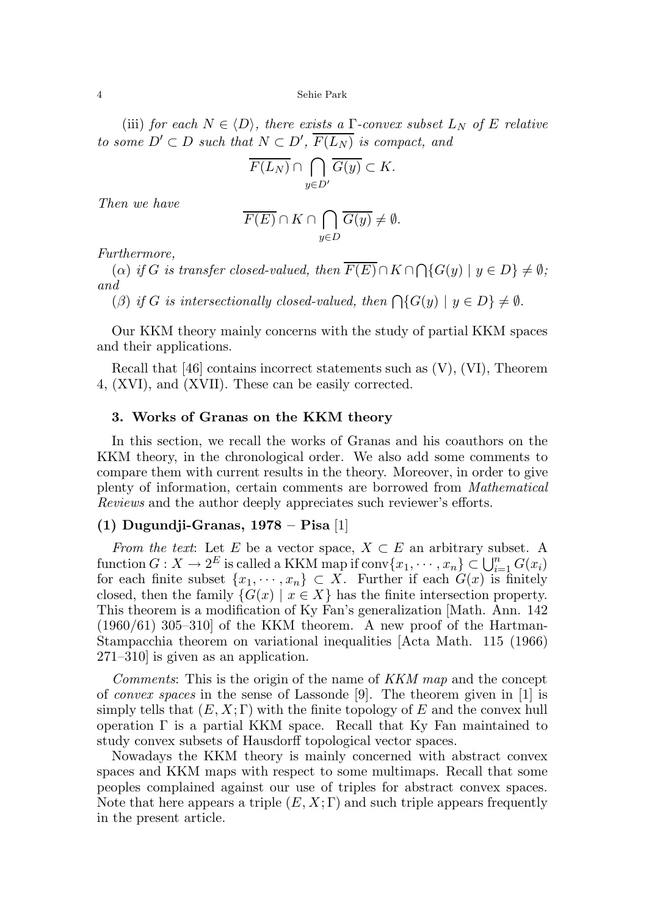(iii) *for each $N \in \langle D \rangle$, there exists a $\Gamma$-convex subset $L_N$ of $E$ relative to some $D' \subset D$ such that $N \subset D'$, $\overline{F(L_N)}$ is compact, and*

$$\overline{F(L_N)} \cap \bigcap_{y \in D'} \overline{G(y)} \subset K.$$

*Then we have*

$$\overline{F(E)} \cap K \cap \bigcap_{y \in D} \overline{G(y)} \neq \emptyset.$$

*Furthermore,*

($\alpha$) *if $G$ is transfer closed-valued, then $\overline{F(E)} \cap K \cap \bigcap \{G(y) \mid y \in D\} \neq \emptyset$; and*

($\beta$) *if $G$ is intersectionally closed-valued, then $\bigcap \{G(y) \mid y \in D\} \neq \emptyset$.*

Our KKM theory mainly concerns with the study of partial KKM spaces and their applications.

Recall that [46] contains incorrect statements such as (V), (VI), Theorem 4, (XVI), and (XVII). These can be easily corrected.

## 3. Works of Granas on the KKM theory

In this section, we recall the works of Granas and his coauthors on the KKM theory, in the chronological order. We also add some comments to compare them with current results in the theory. Moreover, in order to give plenty of information, certain comments are borrowed from *Mathematical Reviews* and the author deeply appreciates such reviewer's efforts.

### (1) Dugundji-Granas, 1978 – Pisa [1]

*From the text*: Let $E$ be a vector space, $X \subset E$ an arbitrary subset. A function $G : X \to 2^E$ is called a KKM map if $\mathrm{conv}\{x_1, \cdots, x_n\} \subset \bigcup_{i=1}^n G(x_i)$ for each finite subset $\{x_1, \cdots, x_n\} \subset X$. Further if each $G(x)$ is finitely closed, then the family $\{G(x) \mid x \in X\}$ has the finite intersection property. This theorem is a modification of Ky Fan's generalization [Math. Ann. 142 (1960/61) 305–310] of the KKM theorem. A new proof of the Hartman-Stampacchia theorem on variational inequalities [Acta Math. 115 (1966) 271–310] is given as an application.

*Comments*: This is the origin of the name of *KKM map* and the concept of *convex spaces* in the sense of Lassonde [9]. The theorem given in [1] is simply tells that $(E, X; \Gamma)$ with the finite topology of $E$ and the convex hull operation $\Gamma$ is a partial KKM space. Recall that Ky Fan maintained to study convex subsets of Hausdorff topological vector spaces.

Nowadays the KKM theory is mainly concerned with abstract convex spaces and KKM maps with respect to some multimaps. Recall that some peoples complained against our use of triples for abstract convex spaces. Note that here appears a triple $(E, X; \Gamma)$ and such triple appears frequently in the present article.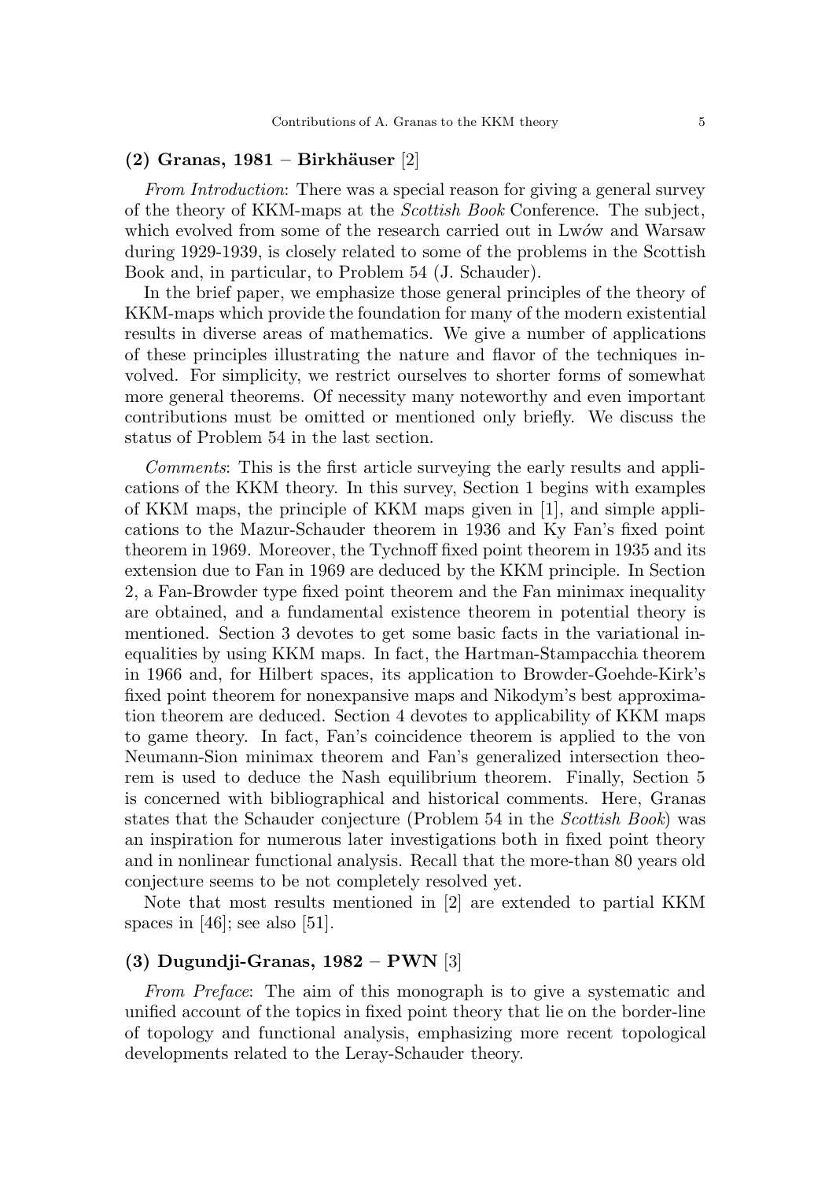### (2) Granas, 1981 – Birkhäuser [2]

*From Introduction*: There was a special reason for giving a general survey of the theory of KKM-maps at the *Scottish Book* Conference. The subject, which evolved from some of the research carried out in Lwów and Warsaw during 1929-1939, is closely related to some of the problems in the Scottish Book and, in particular, to Problem 54 (J. Schauder).

In the brief paper, we emphasize those general principles of the theory of KKM-maps which provide the foundation for many of the modern existential results in diverse areas of mathematics. We give a number of applications of these principles illustrating the nature and flavor of the techniques involved. For simplicity, we restrict ourselves to shorter forms of somewhat more general theorems. Of necessity many noteworthy and even important contributions must be omitted or mentioned only briefly. We discuss the status of Problem 54 in the last section.

*Comments*: This is the first article surveying the early results and applications of the KKM theory. In this survey, Section 1 begins with examples of KKM maps, the principle of KKM maps given in [1], and simple applications to the Mazur-Schauder theorem in 1936 and Ky Fan's fixed point theorem in 1969. Moreover, the Tychnoff fixed point theorem in 1935 and its extension due to Fan in 1969 are deduced by the KKM principle. In Section 2, a Fan-Browder type fixed point theorem and the Fan minimax inequality are obtained, and a fundamental existence theorem in potential theory is mentioned. Section 3 devotes to get some basic facts in the variational inequalities by using KKM maps. In fact, the Hartman-Stampacchia theorem in 1966 and, for Hilbert spaces, its application to Browder-Goehde-Kirk's fixed point theorem for nonexpansive maps and Nikodym's best approximation theorem are deduced. Section 4 devotes to applicability of KKM maps to game theory. In fact, Fan's coincidence theorem is applied to the von Neumann-Sion minimax theorem and Fan's generalized intersection theorem is used to deduce the Nash equilibrium theorem. Finally, Section 5 is concerned with bibliographical and historical comments. Here, Granas states that the Schauder conjecture (Problem 54 in the *Scottish Book*) was an inspiration for numerous later investigations both in fixed point theory and in nonlinear functional analysis. Recall that the more-than 80 years old conjecture seems to be not completely resolved yet.

Note that most results mentioned in [2] are extended to partial KKM spaces in [46]; see also [51].

### (3) Dugundji-Granas, 1982 – PWN [3]

*From Preface*: The aim of this monograph is to give a systematic and unified account of the topics in fixed point theory that lie on the border-line of topology and functional analysis, emphasizing more recent topological developments related to the Leray-Schauder theory.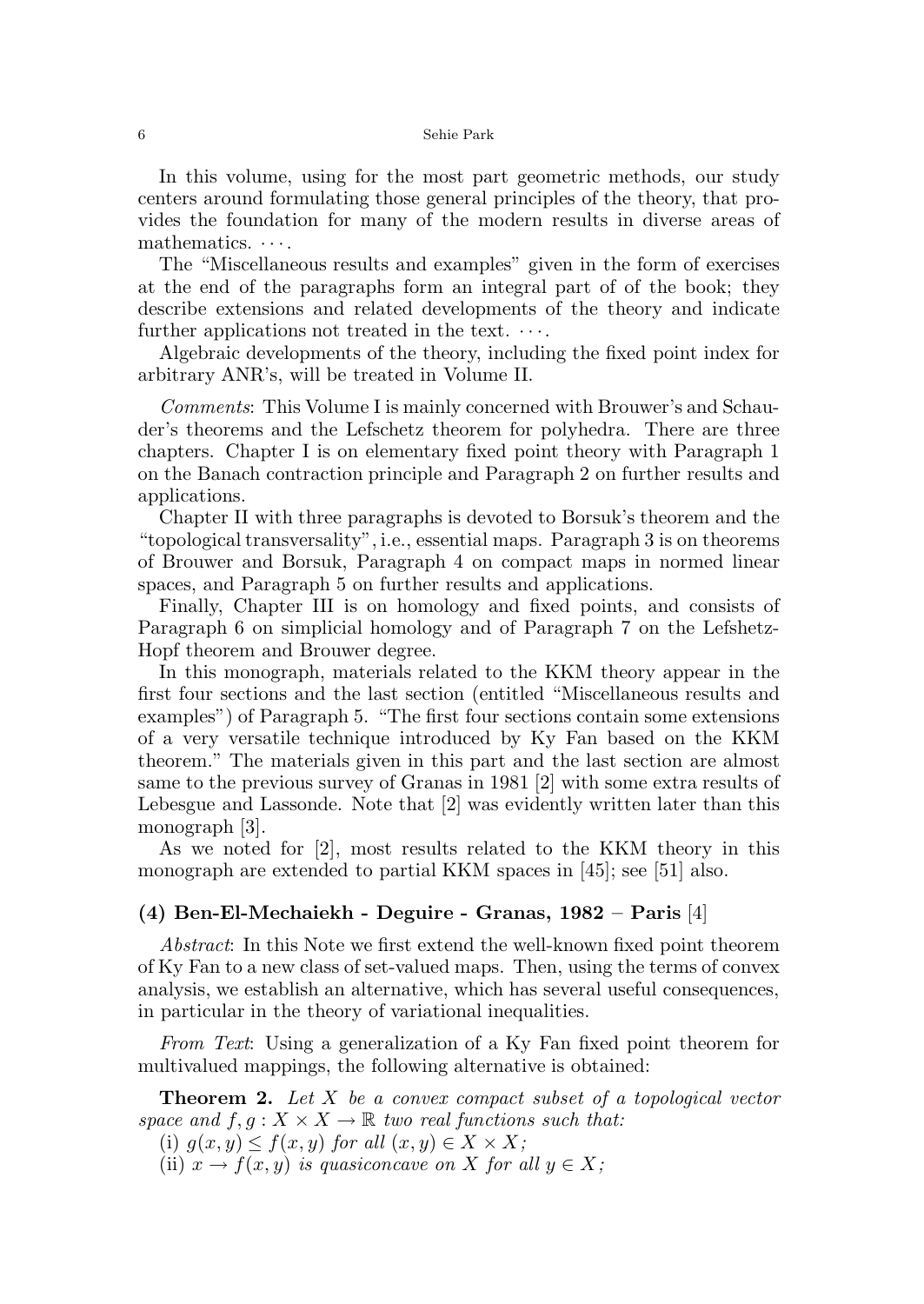In this volume, using for the most part geometric methods, our study centers around formulating those general principles of the theory, that provides the foundation for many of the modern results in diverse areas of mathematics. $\cdots$.

The "Miscellaneous results and examples" given in the form of exercises at the end of the paragraphs form an integral part of of the book; they describe extensions and related developments of the theory and indicate further applications not treated in the text. $\cdots$.

Algebraic developments of the theory, including the fixed point index for arbitrary ANR's, will be treated in Volume II.

*Comments*: This Volume I is mainly concerned with Brouwer's and Schauder's theorems and the Lefschetz theorem for polyhedra. There are three chapters. Chapter I is on elementary fixed point theory with Paragraph 1 on the Banach contraction principle and Paragraph 2 on further results and applications.

Chapter II with three paragraphs is devoted to Borsuk's theorem and the "topological transversality", i.e., essential maps. Paragraph 3 is on theorems of Brouwer and Borsuk, Paragraph 4 on compact maps in normed linear spaces, and Paragraph 5 on further results and applications.

Finally, Chapter III is on homology and fixed points, and consists of Paragraph 6 on simplicial homology and of Paragraph 7 on the Lefshetz-Hopf theorem and Brouwer degree.

In this monograph, materials related to the KKM theory appear in the first four sections and the last section (entitled "Miscellaneous results and examples") of Paragraph 5. "The first four sections contain some extensions of a very versatile technique introduced by Ky Fan based on the KKM theorem." The materials given in this part and the last section are almost same to the previous survey of Granas in 1981 [2] with some extra results of Lebesgue and Lassonde. Note that [2] was evidently written later than this monograph [3].

As we noted for [2], most results related to the KKM theory in this monograph are extended to partial KKM spaces in [45]; see [51] also.

### (4) Ben-El-Mechaiekh - Deguire - Granas, 1982 – Paris [4]

*Abstract*: In this Note we first extend the well-known fixed point theorem of Ky Fan to a new class of set-valued maps. Then, using the terms of convex analysis, we establish an alternative, which has several useful consequences, in particular in the theory of variational inequalities.

*From Text*: Using a generalization of a Ky Fan fixed point theorem for multivalued mappings, the following alternative is obtained:

**Theorem 2.** *Let $X$ be a convex compact subset of a topological vector space and $f, g : X \times X \to \mathbb{R}$ two real functions such that:*

(i) $g(x, y) \leq f(x, y)$ *for all* $(x, y) \in X \times X$*;*

(ii) $x \to f(x, y)$ *is quasiconcave on* $X$ *for all* $y \in X$*;*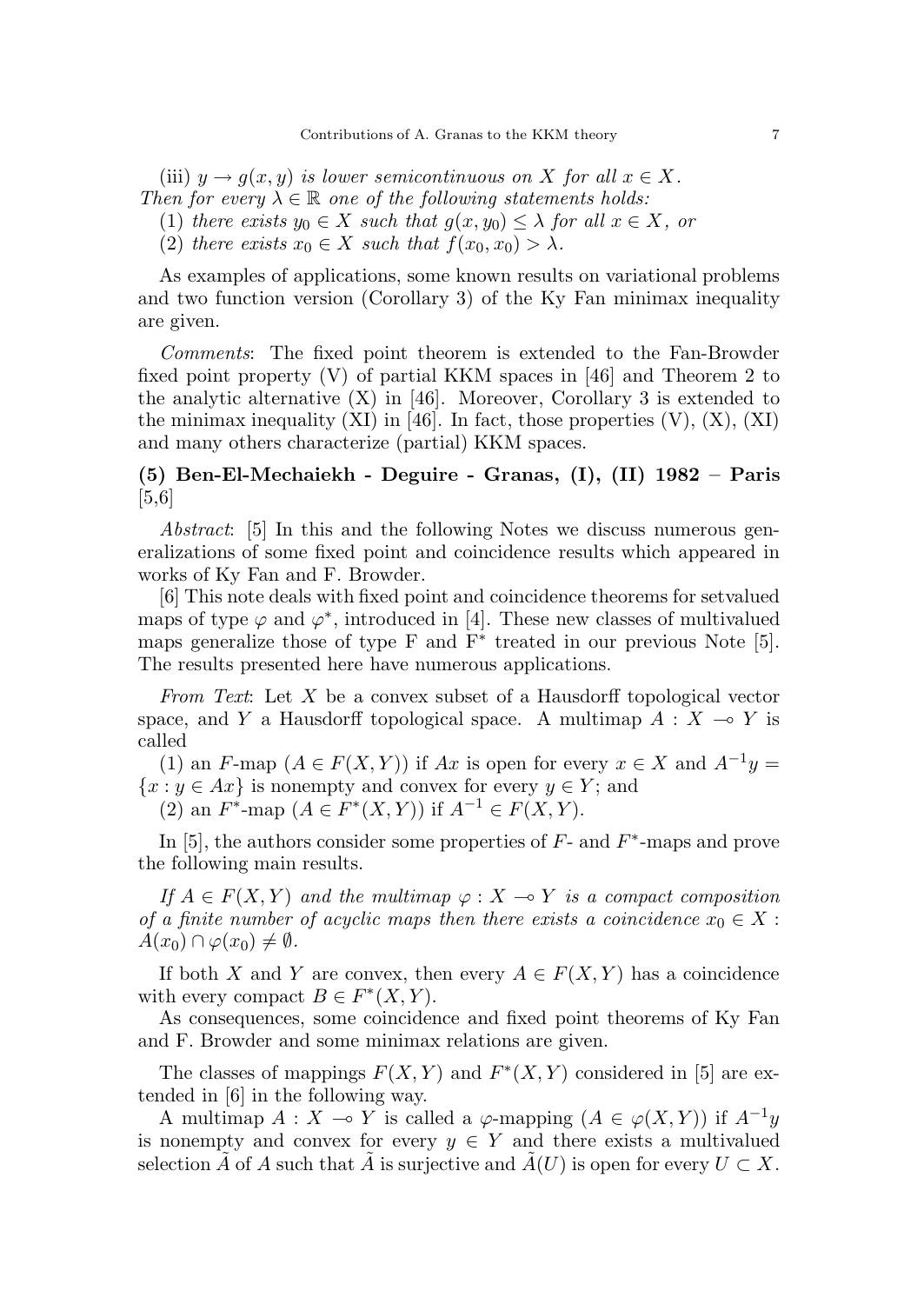(iii) $y \to g(x, y)$ *is lower semicontinuous on* $X$ *for all* $x \in X$.
*Then for every* $\lambda \in \mathbb{R}$ *one of the following statements holds:*

(1) *there exists* $y_0 \in X$ *such that* $g(x, y_0) \leq \lambda$ *for all* $x \in X$, *or*

(2) *there exists* $x_0 \in X$ *such that* $f(x_0, x_0) > \lambda$.

As examples of applications, some known results on variational problems and two function version (Corollary 3) of the Ky Fan minimax inequality are given.

*Comments*: The fixed point theorem is extended to the Fan-Browder fixed point property (V) of partial KKM spaces in [46] and Theorem 2 to the analytic alternative (X) in [46]. Moreover, Corollary 3 is extended to the minimax inequality (XI) in [46]. In fact, those properties (V), (X), (XI) and many others characterize (partial) KKM spaces.

### (5) Ben-El-Mechaiekh - Deguire - Granas, (I), (II) 1982 – Paris [5,6]

*Abstract*: [5] In this and the following Notes we discuss numerous generalizations of some fixed point and coincidence results which appeared in works of Ky Fan and F. Browder.

[6] This note deals with fixed point and coincidence theorems for setvalued maps of type $\varphi$ and $\varphi^*$, introduced in [4]. These new classes of multivalued maps generalize those of type F and F$^*$ treated in our previous Note [5]. The results presented here have numerous applications.

*From Text*: Let $X$ be a convex subset of a Hausdorff topological vector space, and $Y$ a Hausdorff topological space. A multimap $A : X \multimap Y$ is called

(1) an $F$-map ($A \in F(X, Y)$) if $Ax$ is open for every $x \in X$ and $A^{-1}y = \{x : y \in Ax\}$ is nonempty and convex for every $y \in Y$; and

(2) an $F^*$-map ($A \in F^*(X, Y)$) if $A^{-1} \in F(X, Y)$.

In [5], the authors consider some properties of $F$- and $F^*$-maps and prove the following main results.

*If* $A \in F(X, Y)$ *and the multimap* $\varphi : X \multimap Y$ *is a compact composition of a finite number of acyclic maps then there exists a coincidence* $x_0 \in X$ : $A(x_0) \cap \varphi(x_0) \neq \emptyset$.

If both $X$ and $Y$ are convex, then every $A \in F(X, Y)$ has a coincidence with every compact $B \in F^*(X, Y)$.

As consequences, some coincidence and fixed point theorems of Ky Fan and F. Browder and some minimax relations are given.

The classes of mappings $F(X, Y)$ and $F^*(X, Y)$ considered in [5] are extended in [6] in the following way.

A multimap $A : X \multimap Y$ is called a $\varphi$-mapping ($A \in \varphi(X, Y)$) if $A^{-1}y$ is nonempty and convex for every $y \in Y$ and there exists a multivalued selection $\tilde{A}$ of $A$ such that $\tilde{A}$ is surjective and $\tilde{A}(U)$ is open for every $U \subset X$.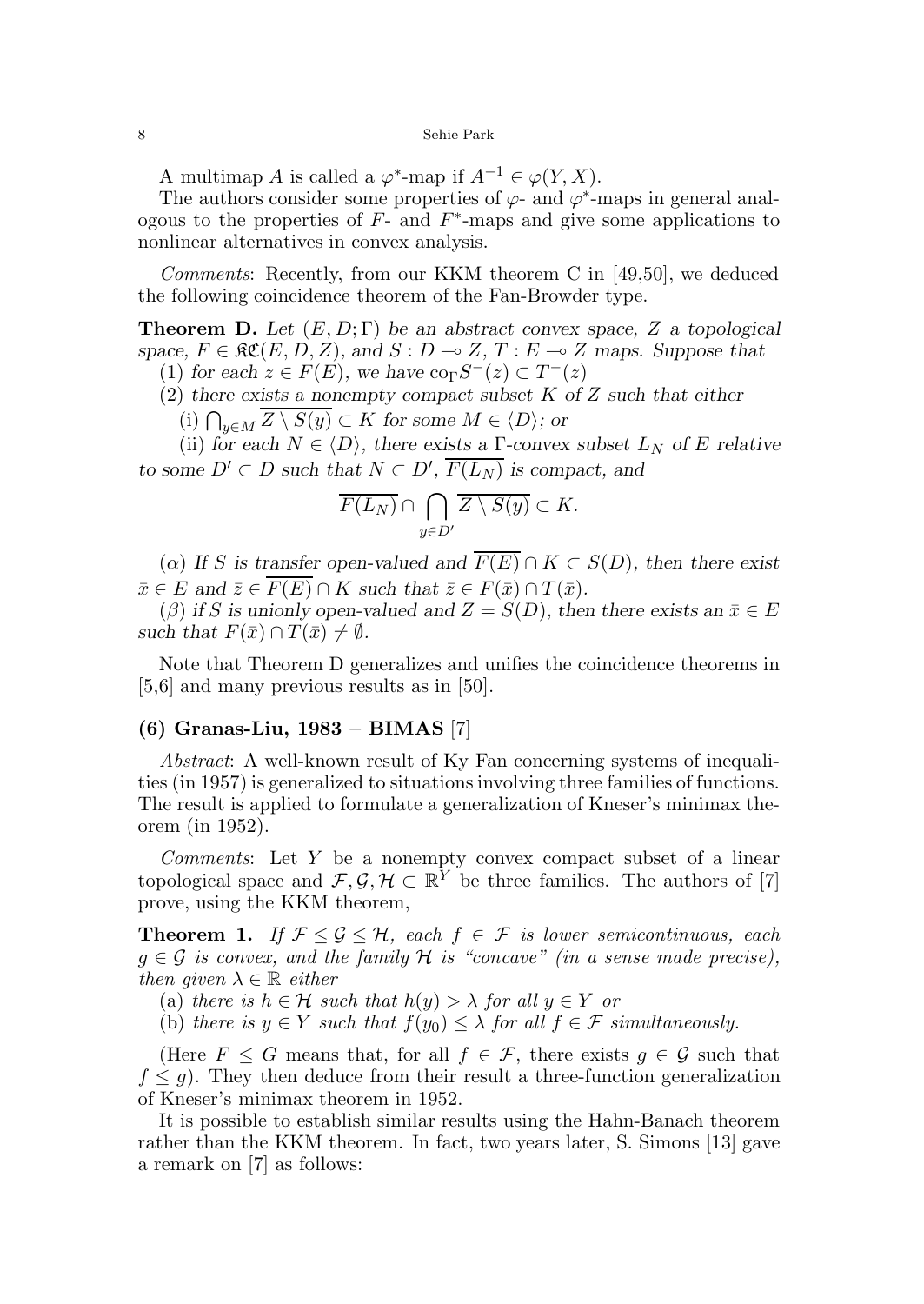A multimap $A$ is called a $\varphi^*$-map if $A^{-1} \in \varphi(Y, X)$.

The authors consider some properties of $\varphi$- and $\varphi^*$-maps in general analogous to the properties of $F$- and $F^*$-maps and give some applications to nonlinear alternatives in convex analysis.

*Comments*: Recently, from our KKM theorem C in [49,50], we deduced the following coincidence theorem of the Fan-Browder type.

**Theorem D.** *Let $(E, D; \Gamma)$ be an abstract convex space, $Z$ a topological space, $F \in \mathfrak{KC}(E, D, Z)$, and $S : D \multimap Z$, $T : E \multimap Z$ maps. Suppose that*

(1) *for each $z \in F(E)$, we have $\mathrm{co}_\Gamma S^-(z) \subset T^-(z)$*

(2) *there exists a nonempty compact subset $K$ of $Z$ such that either*

(i) *$\bigcap_{y \in M} \overline{Z \setminus S(y)} \subset K$ for some $M \in \langle D \rangle$; or*

(ii) *for each $N \in \langle D \rangle$, there exists a $\Gamma$-convex subset $L_N$ of $E$ relative to some $D' \subset D$ such that $N \subset D'$, $\overline{F(L_N)}$ is compact, and*

$$\overline{F(L_N)} \cap \bigcap_{y \in D'} \overline{Z \setminus S(y)} \subset K.$$

($\alpha$) *If $S$ is transfer open-valued and $\overline{F(E)} \cap K \subset S(D)$, then there exist $\bar{x} \in E$ and $\bar{z} \in \overline{F(E)} \cap K$ such that $\bar{z} \in F(\bar{x}) \cap T(\bar{x})$.*

($\beta$) *if $S$ is unionly open-valued and $Z = S(D)$, then there exists an $\bar{x} \in E$ such that $F(\bar{x}) \cap T(\bar{x}) \neq \emptyset$.*

Note that Theorem D generalizes and unifies the coincidence theorems in [5,6] and many previous results as in [50].

### (6) Granas-Liu, 1983 – BIMAS [7]

*Abstract*: A well-known result of Ky Fan concerning systems of inequalities (in 1957) is generalized to situations involving three families of functions. The result is applied to formulate a generalization of Kneser's minimax theorem (in 1952).

*Comments*: Let $Y$ be a nonempty convex compact subset of a linear topological space and $\mathcal{F}, \mathcal{G}, \mathcal{H} \subset \mathbb{R}^Y$ be three families. The authors of [7] prove, using the KKM theorem,

**Theorem 1.** *If $\mathcal{F} \leq \mathcal{G} \leq \mathcal{H}$, each $f \in \mathcal{F}$ is lower semicontinuous, each $g \in \mathcal{G}$ is convex, and the family $\mathcal{H}$ is "concave" (in a sense made precise), then given $\lambda \in \mathbb{R}$ either*

(a) *there is $h \in \mathcal{H}$ such that $h(y) > \lambda$ for all $y \in Y$ or*

(b) *there is $y \in Y$ such that $f(y_0) \leq \lambda$ for all $f \in \mathcal{F}$ simultaneously.*

(Here $F \leq G$ means that, for all $f \in \mathcal{F}$, there exists $g \in \mathcal{G}$ such that $f \leq g$). They then deduce from their result a three-function generalization of Kneser's minimax theorem in 1952.

It is possible to establish similar results using the Hahn-Banach theorem rather than the KKM theorem. In fact, two years later, S. Simons [13] gave a remark on [7] as follows: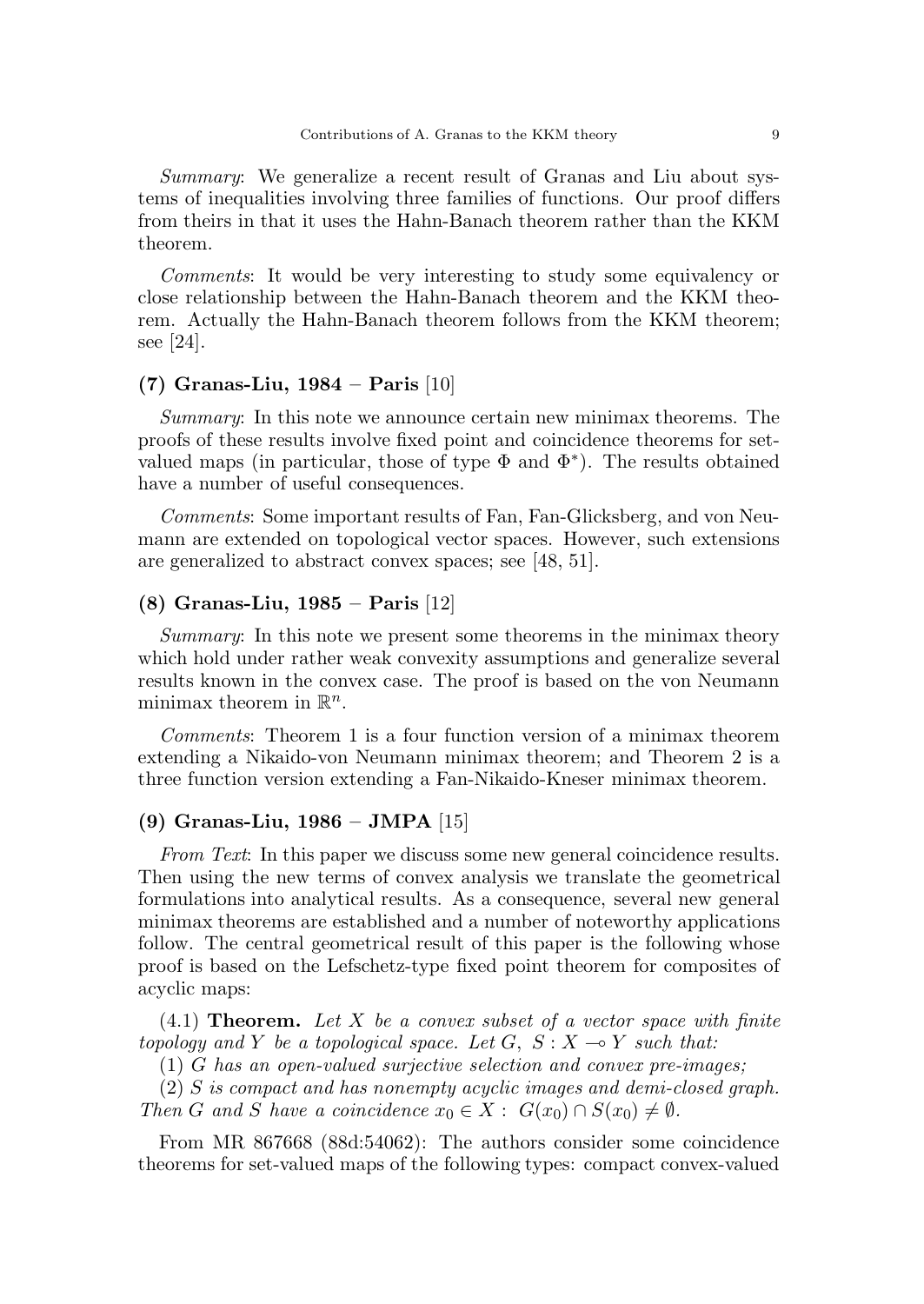*Summary*: We generalize a recent result of Granas and Liu about systems of inequalities involving three families of functions. Our proof differs from theirs in that it uses the Hahn-Banach theorem rather than the KKM theorem.

*Comments*: It would be very interesting to study some equivalency or close relationship between the Hahn-Banach theorem and the KKM theorem. Actually the Hahn-Banach theorem follows from the KKM theorem; see [24].

### (7) Granas-Liu, 1984 – Paris [10]

*Summary*: In this note we announce certain new minimax theorems. The proofs of these results involve fixed point and coincidence theorems for set-valued maps (in particular, those of type $\Phi$ and $\Phi^*$). The results obtained have a number of useful consequences.

*Comments*: Some important results of Fan, Fan-Glicksberg, and von Neumann are extended on topological vector spaces. However, such extensions are generalized to abstract convex spaces; see [48, 51].

### (8) Granas-Liu, 1985 – Paris [12]

*Summary*: In this note we present some theorems in the minimax theory which hold under rather weak convexity assumptions and generalize several results known in the convex case. The proof is based on the von Neumann minimax theorem in $\mathbb{R}^n$.

*Comments*: Theorem 1 is a four function version of a minimax theorem extending a Nikaido-von Neumann minimax theorem; and Theorem 2 is a three function version extending a Fan-Nikaido-Kneser minimax theorem.

### (9) Granas-Liu, 1986 – JMPA [15]

*From Text*: In this paper we discuss some new general coincidence results. Then using the new terms of convex analysis we translate the geometrical formulations into analytical results. As a consequence, several new general minimax theorems are established and a number of noteworthy applications follow. The central geometrical result of this paper is the following whose proof is based on the Lefschetz-type fixed point theorem for composites of acyclic maps:

(4.1) **Theorem.** *Let $X$ be a convex subset of a vector space with finite topology and $Y$ be a topological space. Let $G,\ S : X \multimap Y$ such that:*

(1) *$G$ has an open-valued surjective selection and convex pre-images;*

(2) *$S$ is compact and has nonempty acyclic images and demi-closed graph. Then $G$ and $S$ have a coincidence $x_0 \in X :\ G(x_0) \cap S(x_0) \neq \emptyset$.*

From MR 867668 (88d:54062): The authors consider some coincidence theorems for set-valued maps of the following types: compact convex-valued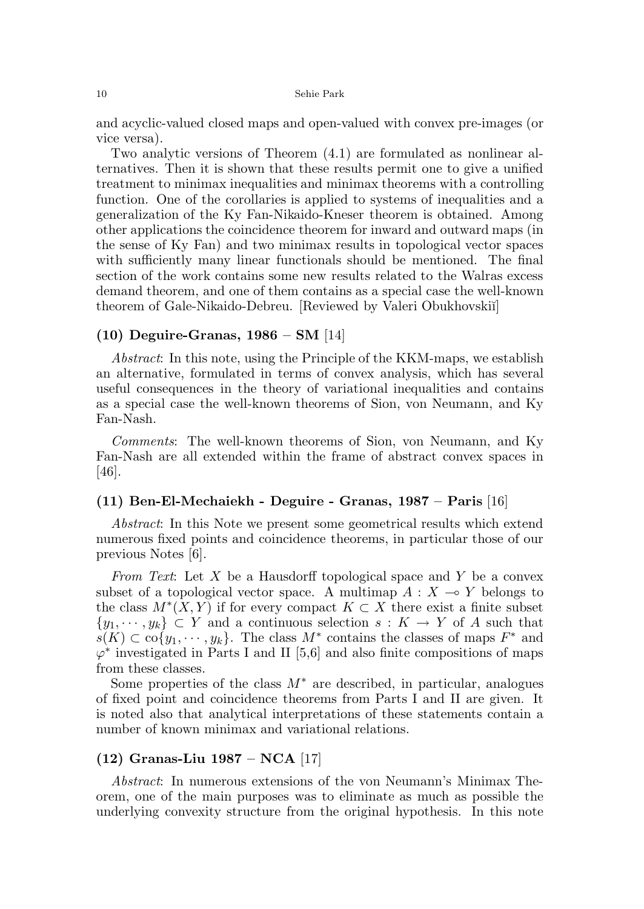and acyclic-valued closed maps and open-valued with convex pre-images (or vice versa).

Two analytic versions of Theorem (4.1) are formulated as nonlinear alternatives. Then it is shown that these results permit one to give a unified treatment to minimax inequalities and minimax theorems with a controlling function. One of the corollaries is applied to systems of inequalities and a generalization of the Ky Fan-Nikaido-Kneser theorem is obtained. Among other applications the coincidence theorem for inward and outward maps (in the sense of Ky Fan) and two minimax results in topological vector spaces with sufficiently many linear functionals should be mentioned. The final section of the work contains some new results related to the Walras excess demand theorem, and one of them contains as a special case the well-known theorem of Gale-Nikaido-Debreu. [Reviewed by Valeri Obukhovskiĭ]

### (10) Deguire-Granas, 1986 – SM [14]

*Abstract*: In this note, using the Principle of the KKM-maps, we establish an alternative, formulated in terms of convex analysis, which has several useful consequences in the theory of variational inequalities and contains as a special case the well-known theorems of Sion, von Neumann, and Ky Fan-Nash.

*Comments*: The well-known theorems of Sion, von Neumann, and Ky Fan-Nash are all extended within the frame of abstract convex spaces in [46].

### (11) Ben-El-Mechaiekh - Deguire - Granas, 1987 – Paris [16]

*Abstract*: In this Note we present some geometrical results which extend numerous fixed points and coincidence theorems, in particular those of our previous Notes [6].

*From Text*: Let $X$ be a Hausdorff topological space and $Y$ be a convex subset of a topological vector space. A multimap $A : X \multimap Y$ belongs to the class $M^*(X, Y)$ if for every compact $K \subset X$ there exist a finite subset $\{y_1, \cdots, y_k\} \subset Y$ and a continuous selection $s : K \to Y$ of $A$ such that $s(K) \subset \operatorname{co}\{y_1, \cdots, y_k\}$. The class $M^*$ contains the classes of maps $F^*$ and $\varphi^*$ investigated in Parts I and II [5,6] and also finite compositions of maps from these classes.

Some properties of the class $M^*$ are described, in particular, analogues of fixed point and coincidence theorems from Parts I and II are given. It is noted also that analytical interpretations of these statements contain a number of known minimax and variational relations.

### (12) Granas-Liu 1987 – NCA [17]

*Abstract*: In numerous extensions of the von Neumann's Minimax Theorem, one of the main purposes was to eliminate as much as possible the underlying convexity structure from the original hypothesis. In this note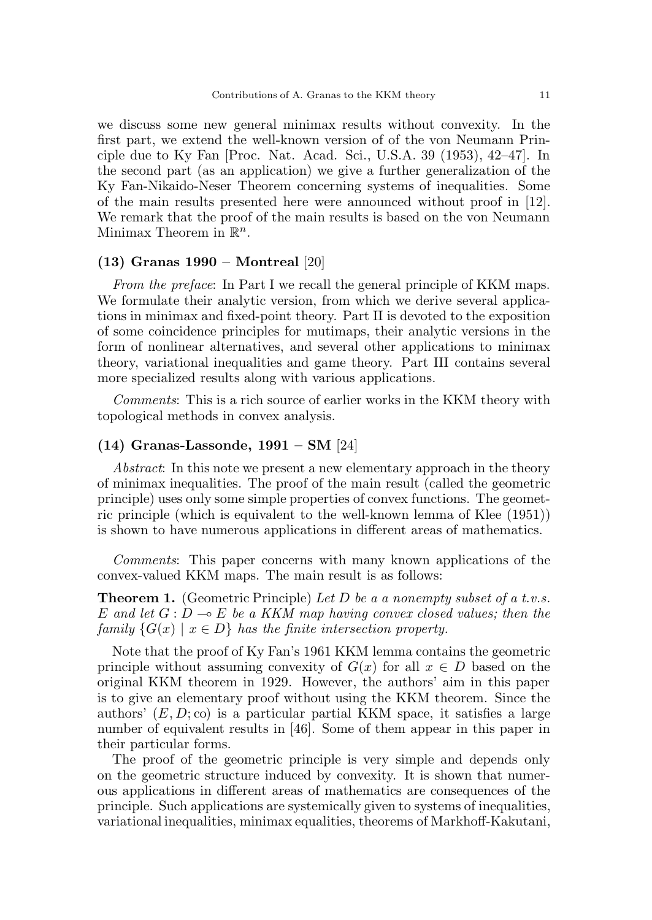we discuss some new general minimax results without convexity. In the first part, we extend the well-known version of of the von Neumann Principle due to Ky Fan [Proc. Nat. Acad. Sci., U.S.A. 39 (1953), 42–47]. In the second part (as an application) we give a further generalization of the Ky Fan-Nikaido-Neser Theorem concerning systems of inequalities. Some of the main results presented here were announced without proof in [12]. We remark that the proof of the main results is based on the von Neumann Minimax Theorem in $\mathbb{R}^n$.

### (13) Granas 1990 – Montreal [20]

*From the preface*: In Part I we recall the general principle of KKM maps. We formulate their analytic version, from which we derive several applications in minimax and fixed-point theory. Part II is devoted to the exposition of some coincidence principles for mutimaps, their analytic versions in the form of nonlinear alternatives, and several other applications to minimax theory, variational inequalities and game theory. Part III contains several more specialized results along with various applications.

*Comments*: This is a rich source of earlier works in the KKM theory with topological methods in convex analysis.

### (14) Granas-Lassonde, 1991 – SM [24]

*Abstract*: In this note we present a new elementary approach in the theory of minimax inequalities. The proof of the main result (called the geometric principle) uses only some simple properties of convex functions. The geometric principle (which is equivalent to the well-known lemma of Klee (1951)) is shown to have numerous applications in different areas of mathematics.

*Comments*: This paper concerns with many known applications of the convex-valued KKM maps. The main result is as follows:

**Theorem 1.** (Geometric Principle) *Let $D$ be a a nonempty subset of a t.v.s. $E$ and let $G : D \multimap E$ be a KKM map having convex closed values; then the family $\{G(x) \mid x \in D\}$ has the finite intersection property.*

Note that the proof of Ky Fan's 1961 KKM lemma contains the geometric principle without assuming convexity of $G(x)$ for all $x \in D$ based on the original KKM theorem in 1929. However, the authors' aim in this paper is to give an elementary proof without using the KKM theorem. Since the authors' $(E, D; \mathrm{co})$ is a particular partial KKM space, it satisfies a large number of equivalent results in [46]. Some of them appear in this paper in their particular forms.

The proof of the geometric principle is very simple and depends only on the geometric structure induced by convexity. It is shown that numerous applications in different areas of mathematics are consequences of the principle. Such applications are systemically given to systems of inequalities, variational inequalities, minimax equalities, theorems of Markhoff-Kakutani,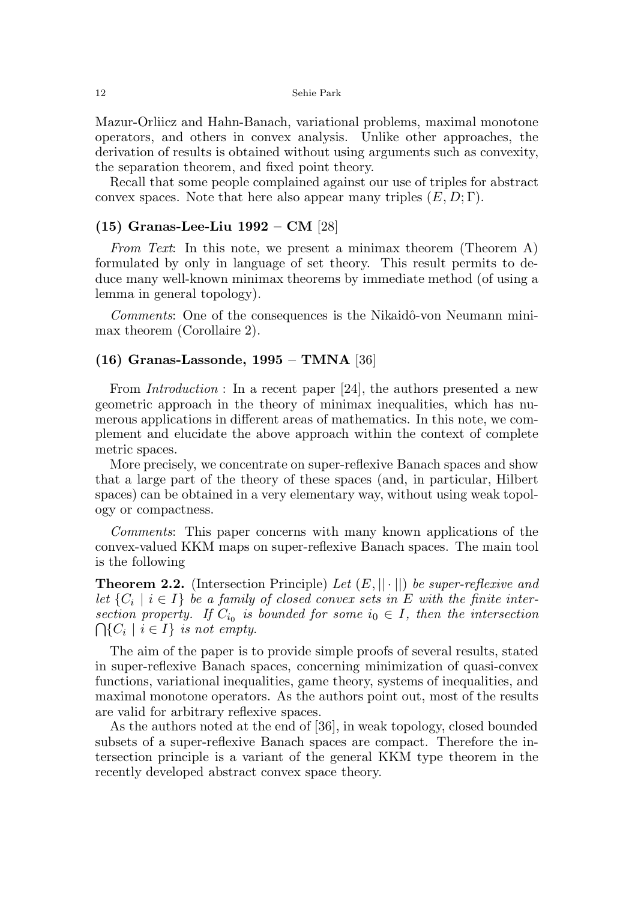Mazur-Orliicz and Hahn-Banach, variational problems, maximal monotone operators, and others in convex analysis. Unlike other approaches, the derivation of results is obtained without using arguments such as convexity, the separation theorem, and fixed point theory.

Recall that some people complained against our use of triples for abstract convex spaces. Note that here also appear many triples $(E, D; \Gamma)$.

### (15) Granas-Lee-Liu 1992 – CM [28]

*From Text*: In this note, we present a minimax theorem (Theorem A) formulated by only in language of set theory. This result permits to deduce many well-known minimax theorems by immediate method (of using a lemma in general topology).

*Comments*: One of the consequences is the Nikaidô-von Neumann minimax theorem (Corollaire 2).

### (16) Granas-Lassonde, 1995 – TMNA [36]

From *Introduction* : In a recent paper [24], the authors presented a new geometric approach in the theory of minimax inequalities, which has numerous applications in different areas of mathematics. In this note, we complement and elucidate the above approach within the context of complete metric spaces.

More precisely, we concentrate on super-reflexive Banach spaces and show that a large part of the theory of these spaces (and, in particular, Hilbert spaces) can be obtained in a very elementary way, without using weak topology or compactness.

*Comments*: This paper concerns with many known applications of the convex-valued KKM maps on super-reflexive Banach spaces. The main tool is the following

**Theorem 2.2.** (Intersection Principle) *Let $(E, ||\cdot||)$ be super-reflexive and let $\{C_i \mid i \in I\}$ be a family of closed convex sets in $E$ with the finite intersection property. If $C_{i_0}$ is bounded for some $i_0 \in I$, then the intersection $\bigcap\{C_i \mid i \in I\}$ is not empty.*

The aim of the paper is to provide simple proofs of several results, stated in super-reflexive Banach spaces, concerning minimization of quasi-convex functions, variational inequalities, game theory, systems of inequalities, and maximal monotone operators. As the authors point out, most of the results are valid for arbitrary reflexive spaces.

As the authors noted at the end of [36], in weak topology, closed bounded subsets of a super-reflexive Banach spaces are compact. Therefore the intersection principle is a variant of the general KKM type theorem in the recently developed abstract convex space theory.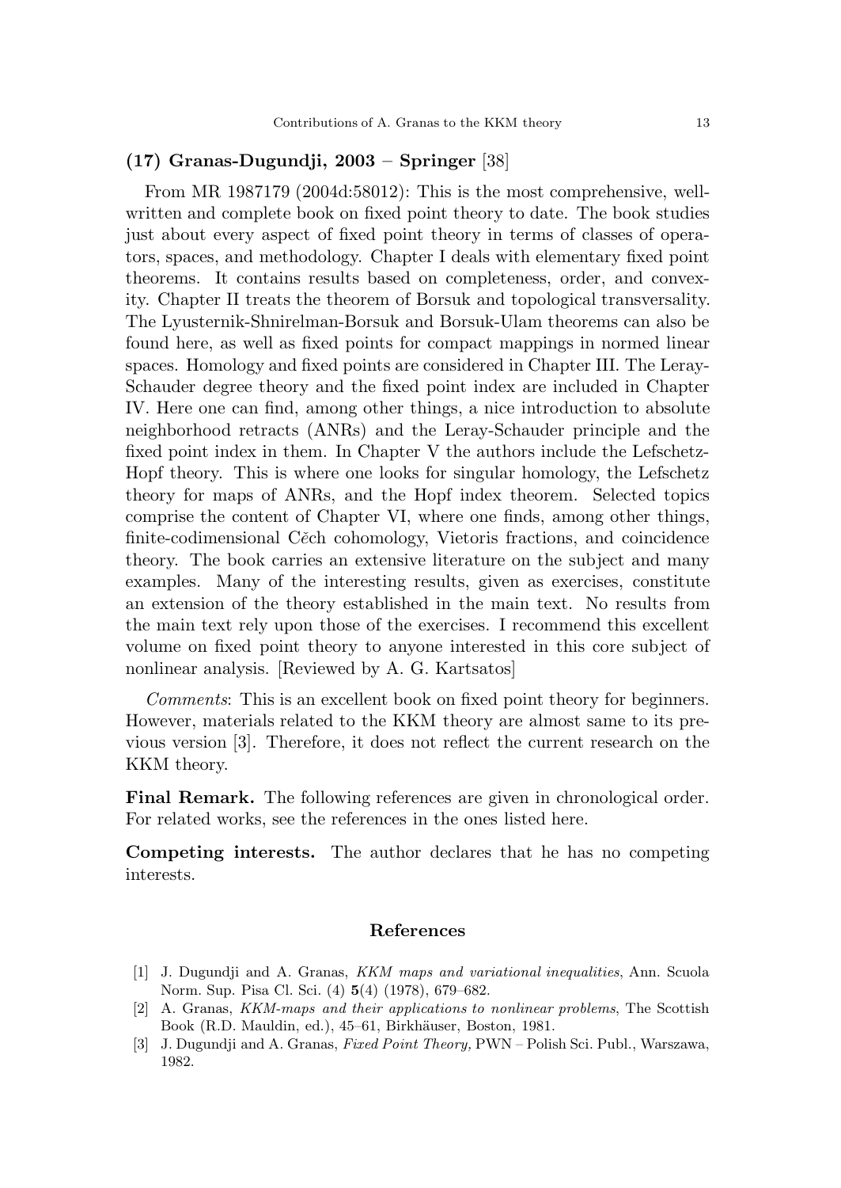### (17) Granas-Dugundji, 2003 – Springer [38]

From MR 1987179 (2004d:58012): This is the most comprehensive, well-written and complete book on fixed point theory to date. The book studies just about every aspect of fixed point theory in terms of classes of operators, spaces, and methodology. Chapter I deals with elementary fixed point theorems. It contains results based on completeness, order, and convexity. Chapter II treats the theorem of Borsuk and topological transversality. The Lyusternik-Shnirelman-Borsuk and Borsuk-Ulam theorems can also be found here, as well as fixed points for compact mappings in normed linear spaces. Homology and fixed points are considered in Chapter III. The Leray-Schauder degree theory and the fixed point index are included in Chapter IV. Here one can find, among other things, a nice introduction to absolute neighborhood retracts (ANRs) and the Leray-Schauder principle and the fixed point index in them. In Chapter V the authors include the Lefschetz-Hopf theory. This is where one looks for singular homology, the Lefschetz theory for maps of ANRs, and the Hopf index theorem. Selected topics comprise the content of Chapter VI, where one finds, among other things, finite-codimensional Cěch cohomology, Vietoris fractions, and coincidence theory. The book carries an extensive literature on the subject and many examples. Many of the interesting results, given as exercises, constitute an extension of the theory established in the main text. No results from the main text rely upon those of the exercises. I recommend this excellent volume on fixed point theory to anyone interested in this core subject of nonlinear analysis. [Reviewed by A. G. Kartsatos]

*Comments*: This is an excellent book on fixed point theory for beginners. However, materials related to the KKM theory are almost same to its previous version [3]. Therefore, it does not reflect the current research on the KKM theory.

**Final Remark.** The following references are given in chronological order. For related works, see the references in the ones listed here.

**Competing interests.** The author declares that he has no competing interests.

## References

[1] J. Dugundji and A. Granas, *KKM maps and variational inequalities*, Ann. Scuola Norm. Sup. Pisa Cl. Sci. (4) **5**(4) (1978), 679–682.

[2] A. Granas, *KKM-maps and their applications to nonlinear problems*, The Scottish Book (R.D. Mauldin, ed.), 45–61, Birkhäuser, Boston, 1981.

[3] J. Dugundji and A. Granas, *Fixed Point Theory,* PWN – Polish Sci. Publ., Warszawa, 1982.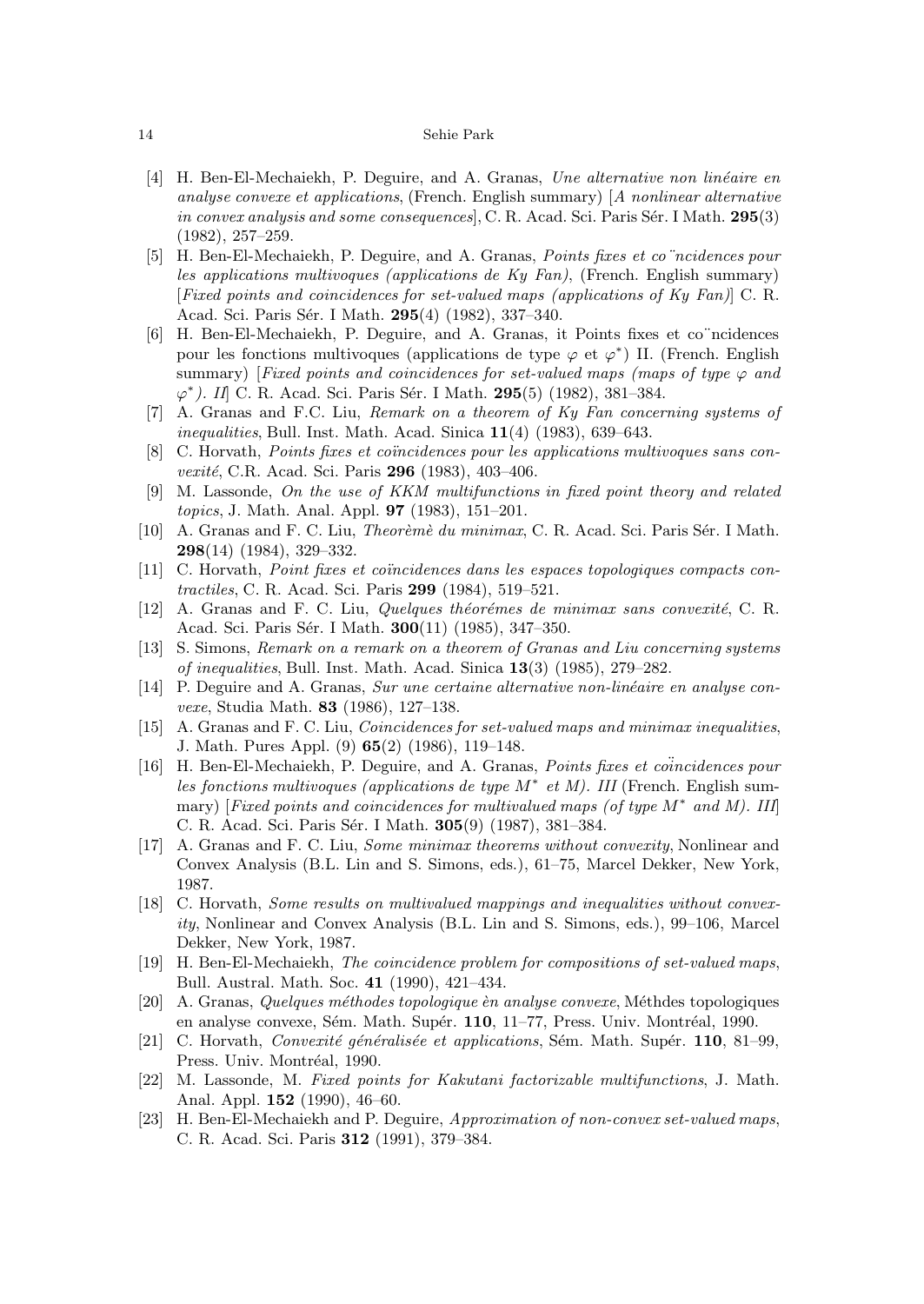[4] H. Ben-El-Mechaiekh, P. Deguire, and A. Granas, *Une alternative non linéaire en analyse convexe et applications*, (French. English summary) [*A nonlinear alternative in convex analysis and some consequences*], C. R. Acad. Sci. Paris Sér. I Math. **295**(3) (1982), 257–259.

[5] H. Ben-El-Mechaiekh, P. Deguire, and A. Granas, *Points fixes et co¨ncidences pour les applications multivoques (applications de Ky Fan)*, (French. English summary) [*Fixed points and coincidences for set-valued maps (applications of Ky Fan)*] C. R. Acad. Sci. Paris Sér. I Math. **295**(4) (1982), 337–340.

[6] H. Ben-El-Mechaiekh, P. Deguire, and A. Granas, it Points fixes et co¨ncidences pour les fonctions multivoques (applications de type $\varphi$ et $\varphi^*$) II. (French. English summary) [*Fixed points and coincidences for set-valued maps (maps of type $\varphi$ and $\varphi^*$). II*] C. R. Acad. Sci. Paris Sér. I Math. **295**(5) (1982), 381–384.

[7] A. Granas and F.C. Liu, *Remark on a theorem of Ky Fan concerning systems of inequalities*, Bull. Inst. Math. Acad. Sinica **11**(4) (1983), 639–643.

[8] C. Horvath, *Points fixes et coïncidences pour les applications multivoques sans convexité*, C.R. Acad. Sci. Paris **296** (1983), 403–406.

[9] M. Lassonde, *On the use of KKM multifunctions in fixed point theory and related topics*, J. Math. Anal. Appl. **97** (1983), 151–201.

[10] A. Granas and F. C. Liu, *Theorèmè du minimax*, C. R. Acad. Sci. Paris Sér. I Math. **298**(14) (1984), 329–332.

[11] C. Horvath, *Point fixes et coïncidences dans les espaces topologiques compacts contractiles*, C. R. Acad. Sci. Paris **299** (1984), 519–521.

[12] A. Granas and F. C. Liu, *Quelques théorémes de minimax sans convexité*, C. R. Acad. Sci. Paris Sér. I Math. **300**(11) (1985), 347–350.

[13] S. Simons, *Remark on a remark on a theorem of Granas and Liu concerning systems of inequalities*, Bull. Inst. Math. Acad. Sinica **13**(3) (1985), 279–282.

[14] P. Deguire and A. Granas, *Sur une certaine alternative non-linéaire en analyse convexe*, Studia Math. **83** (1986), 127–138.

[15] A. Granas and F. C. Liu, *Coincidences for set-valued maps and minimax inequalities*, J. Math. Pures Appl. (9) **65**(2) (1986), 119–148.

[16] H. Ben-El-Mechaiekh, P. Deguire, and A. Granas, *Points fixes et coïncidences pour les fonctions multivoques (applications de type $M^*$ et $M$). III* (French. English summary) [*Fixed points and coincidences for multivalued maps (of type $M^*$ and $M$). III*] C. R. Acad. Sci. Paris Sér. I Math. **305**(9) (1987), 381–384.

[17] A. Granas and F. C. Liu, *Some minimax theorems without convexity*, Nonlinear and Convex Analysis (B.L. Lin and S. Simons, eds.), 61–75, Marcel Dekker, New York, 1987.

[18] C. Horvath, *Some results on multivalued mappings and inequalities without convexity*, Nonlinear and Convex Analysis (B.L. Lin and S. Simons, eds.), 99–106, Marcel Dekker, New York, 1987.

[19] H. Ben-El-Mechaiekh, *The coincidence problem for compositions of set-valued maps*, Bull. Austral. Math. Soc. **41** (1990), 421–434.

[20] A. Granas, *Quelques méthodes topologique èn analyse convexe*, Méthdes topologiques en analyse convexe, Sém. Math. Supér. **110**, 11–77, Press. Univ. Montréal, 1990.

[21] C. Horvath, *Convexité généralisée et applications*, Sém. Math. Supér. **110**, 81–99, Press. Univ. Montréal, 1990.

[22] M. Lassonde, M. *Fixed points for Kakutani factorizable multifunctions*, J. Math. Anal. Appl. **152** (1990), 46–60.

[23] H. Ben-El-Mechaiekh and P. Deguire, *Approximation of non-convex set-valued maps*, C. R. Acad. Sci. Paris **312** (1991), 379–384.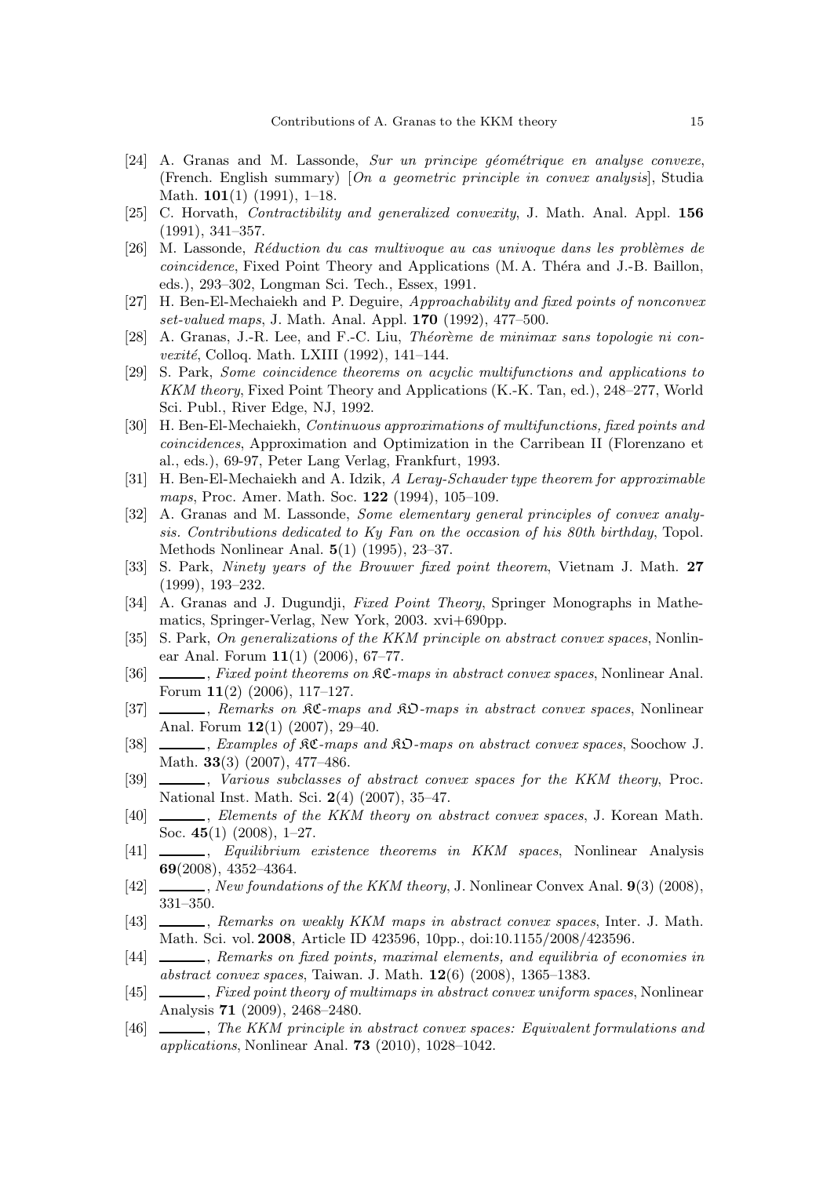[24] A. Granas and M. Lassonde, *Sur un principe géométrique en analyse convexe*, (French. English summary) [*On a geometric principle in convex analysis*], Studia Math. **101**(1) (1991), 1–18.

[25] C. Horvath, *Contractibility and generalized convexity*, J. Math. Anal. Appl. **156** (1991), 341–357.

[26] M. Lassonde, *Réduction du cas multivoque au cas univoque dans les problèmes de coincidence*, Fixed Point Theory and Applications (M. A. Théra and J.-B. Baillon, eds.), 293–302, Longman Sci. Tech., Essex, 1991.

[27] H. Ben-El-Mechaiekh and P. Deguire, *Approachability and fixed points of nonconvex set-valued maps*, J. Math. Anal. Appl. **170** (1992), 477–500.

[28] A. Granas, J.-R. Lee, and F.-C. Liu, *Théorème de minimax sans topologie ni convexité*, Colloq. Math. LXIII (1992), 141–144.

[29] S. Park, *Some coincidence theorems on acyclic multifunctions and applications to KKM theory*, Fixed Point Theory and Applications (K.-K. Tan, ed.), 248–277, World Sci. Publ., River Edge, NJ, 1992.

[30] H. Ben-El-Mechaiekh, *Continuous approximations of multifunctions, fixed points and coincidences*, Approximation and Optimization in the Carribean II (Florenzano et al., eds.), 69-97, Peter Lang Verlag, Frankfurt, 1993.

[31] H. Ben-El-Mechaiekh and A. Idzik, *A Leray-Schauder type theorem for approximable maps*, Proc. Amer. Math. Soc. **122** (1994), 105–109.

[32] A. Granas and M. Lassonde, *Some elementary general principles of convex analysis. Contributions dedicated to Ky Fan on the occasion of his 80th birthday*, Topol. Methods Nonlinear Anal. **5**(1) (1995), 23–37.

[33] S. Park, *Ninety years of the Brouwer fixed point theorem*, Vietnam J. Math. **27** (1999), 193–232.

[34] A. Granas and J. Dugundji, *Fixed Point Theory*, Springer Monographs in Mathematics, Springer-Verlag, New York, 2003. xvi+690pp.

[35] S. Park, *On generalizations of the KKM principle on abstract convex spaces*, Nonlinear Anal. Forum **11**(1) (2006), 67–77.

[36] ______, *Fixed point theorems on $\mathfrak{KC}$-maps in abstract convex spaces*, Nonlinear Anal. Forum **11**(2) (2006), 117–127.

[37] ______, *Remarks on $\mathfrak{KC}$-maps and $\mathfrak{KO}$-maps in abstract convex spaces*, Nonlinear Anal. Forum **12**(1) (2007), 29–40.

[38] ______, *Examples of $\mathfrak{KC}$-maps and $\mathfrak{KO}$-maps on abstract convex spaces*, Soochow J. Math. **33**(3) (2007), 477–486.

[39] ______, *Various subclasses of abstract convex spaces for the KKM theory*, Proc. National Inst. Math. Sci. **2**(4) (2007), 35–47.

[40] ______, *Elements of the KKM theory on abstract convex spaces*, J. Korean Math. Soc. **45**(1) (2008), 1–27.

[41] ______, *Equilibrium existence theorems in KKM spaces*, Nonlinear Analysis **69**(2008), 4352–4364.

[42] ______, *New foundations of the KKM theory*, J. Nonlinear Convex Anal. **9**(3) (2008), 331–350.

[43] ______, *Remarks on weakly KKM maps in abstract convex spaces*, Inter. J. Math. Math. Sci. vol. **2008**, Article ID 423596, 10pp., doi:10.1155/2008/423596.

[44] ______, *Remarks on fixed points, maximal elements, and equilibria of economies in abstract convex spaces*, Taiwan. J. Math. **12**(6) (2008), 1365–1383.

[45] ______, *Fixed point theory of multimaps in abstract convex uniform spaces*, Nonlinear Analysis **71** (2009), 2468–2480.

[46] ______, *The KKM principle in abstract convex spaces: Equivalent formulations and applications*, Nonlinear Anal. **73** (2010), 1028–1042.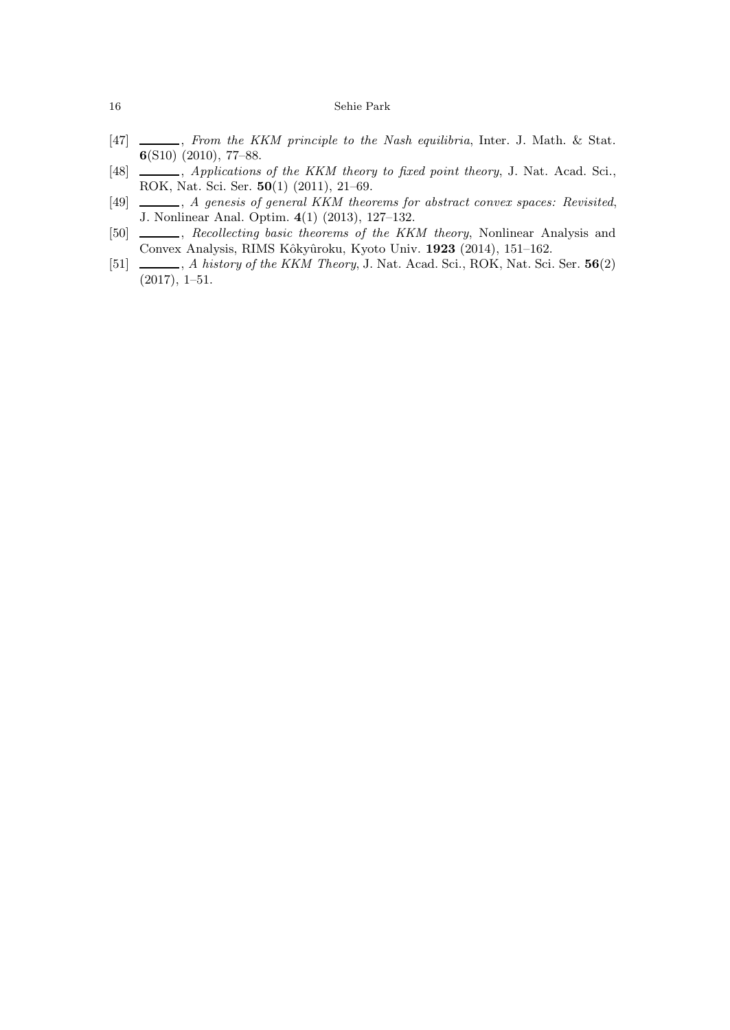[47] ———, *From the KKM principle to the Nash equilibria*, Inter. J. Math. & Stat. **6**(S10) (2010), 77–88.

[48] ———, *Applications of the KKM theory to fixed point theory*, J. Nat. Acad. Sci., ROK, Nat. Sci. Ser. **50**(1) (2011), 21–69.

[49] ———, *A genesis of general KKM theorems for abstract convex spaces: Revisited*, J. Nonlinear Anal. Optim. **4**(1) (2013), 127–132.

[50] ———, *Recollecting basic theorems of the KKM theory*, Nonlinear Analysis and Convex Analysis, RIMS Kôkyûroku, Kyoto Univ. **1923** (2014), 151–162.

[51] ———, *A history of the KKM Theory*, J. Nat. Acad. Sci., ROK, Nat. Sci. Ser. **56**(2) (2017), 1–51.